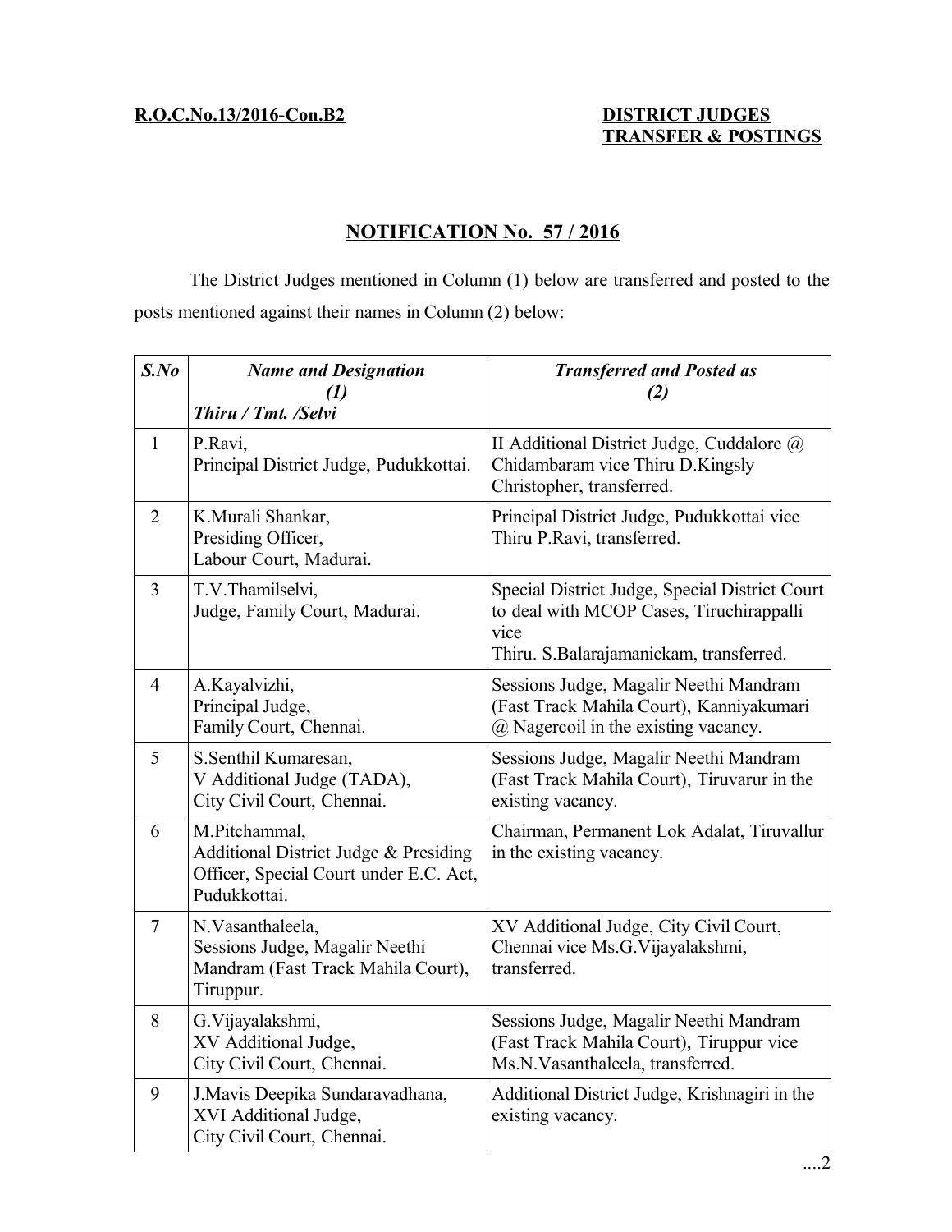**R.O.C.No.13/2016-Con.B2** **DISTRICT JUDGES TRANSFER & POSTINGS**

## NOTIFICATION No. 57 / 2016

The District Judges mentioned in Column (1) below are transferred and posted to the posts mentioned against their names in Column (2) below:

| *S.No* | *Name and Designation (1) Thiru / Tmt. /Selvi* | *Transferred and Posted as (2)* |
|---|---|---|
| 1 | P.Ravi, Principal District Judge, Pudukkottai. | II Additional District Judge, Cuddalore @ Chidambaram vice Thiru D.Kingsly Christopher, transferred. |
| 2 | K.Murali Shankar, Presiding Officer, Labour Court, Madurai. | Principal District Judge, Pudukkottai vice Thiru P.Ravi, transferred. |
| 3 | T.V.Thamilselvi, Judge, Family Court, Madurai. | Special District Judge, Special District Court to deal with MCOP Cases, Tiruchirappalli vice Thiru. S.Balarajamanickam, transferred. |
| 4 | A.Kayalvizhi, Principal Judge, Family Court, Chennai. | Sessions Judge, Magalir Neethi Mandram (Fast Track Mahila Court), Kanniyakumari @ Nagercoil in the existing vacancy. |
| 5 | S.Senthil Kumaresan, V Additional Judge (TADA), City Civil Court, Chennai. | Sessions Judge, Magalir Neethi Mandram (Fast Track Mahila Court), Tiruvarur in the existing vacancy. |
| 6 | M.Pitchammal, Additional District Judge & Presiding Officer, Special Court under E.C. Act, Pudukkottai. | Chairman, Permanent Lok Adalat, Tiruvallur in the existing vacancy. |
| 7 | N.Vasanthaleela, Sessions Judge, Magalir Neethi Mandram (Fast Track Mahila Court), Tiruppur. | XV Additional Judge, City Civil Court, Chennai vice Ms.G.Vijayalakshmi, transferred. |
| 8 | G.Vijayalakshmi, XV Additional Judge, City Civil Court, Chennai. | Sessions Judge, Magalir Neethi Mandram (Fast Track Mahila Court), Tiruppur vice Ms.N.Vasanthaleela, transferred. |
| 9 | J.Mavis Deepika Sundaravadhana, XVI Additional Judge, City Civil Court, Chennai. | Additional District Judge, Krishnagiri in the existing vacancy. |

....2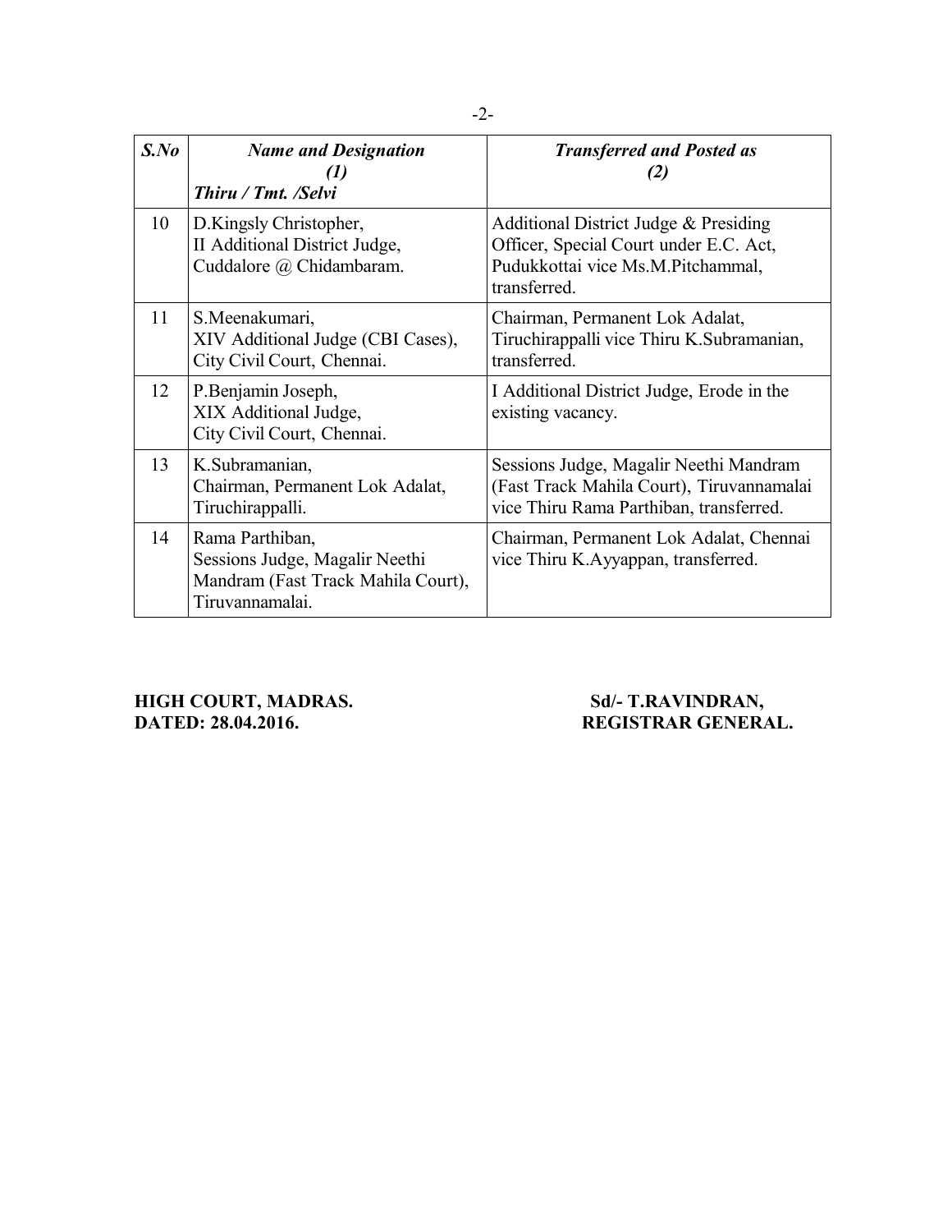| *S.No* | *Name and Designation* *(1)* *Thiru / Tmt. /Selvi* | *Transferred and Posted as* *(2)* |
|---|---|---|
| 10 | D.Kingsly Christopher, II Additional District Judge, Cuddalore @ Chidambaram. | Additional District Judge & Presiding Officer, Special Court under E.C. Act, Pudukkottai vice Ms.M.Pitchammal, transferred. |
| 11 | S.Meenakumari, XIV Additional Judge (CBI Cases), City Civil Court, Chennai. | Chairman, Permanent Lok Adalat, Tiruchirappalli vice Thiru K.Subramanian, transferred. |
| 12 | P.Benjamin Joseph, XIX Additional Judge, City Civil Court, Chennai. | I Additional District Judge, Erode in the existing vacancy. |
| 13 | K.Subramanian, Chairman, Permanent Lok Adalat, Tiruchirappalli. | Sessions Judge, Magalir Neethi Mandram (Fast Track Mahila Court), Tiruvannamalai vice Thiru Rama Parthiban, transferred. |
| 14 | Rama Parthiban, Sessions Judge, Magalir Neethi Mandram (Fast Track Mahila Court), Tiruvannamalai. | Chairman, Permanent Lok Adalat, Chennai vice Thiru K.Ayyappan, transferred. |

**HIGH COURT, MADRAS.**
**DATED: 28.04.2016.**

**Sd/- T.RAVINDRAN,**
**REGISTRAR GENERAL.**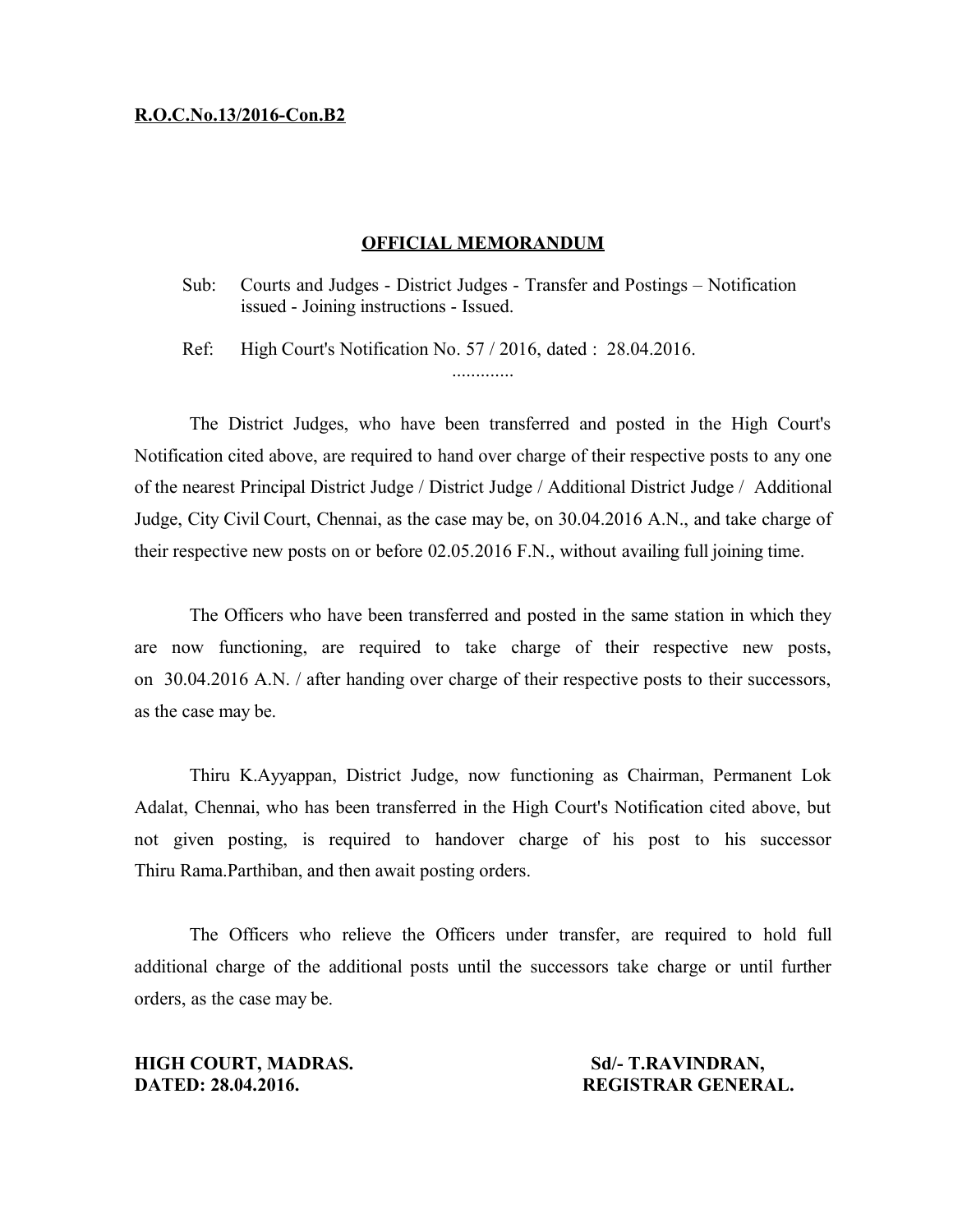**R.O.C.No.13/2016-Con.B2**

## OFFICIAL MEMORANDUM

Sub: Courts and Judges - District Judges - Transfer and Postings – Notification issued - Joining instructions - Issued.

Ref: High Court's Notification No. 57 / 2016, dated : 28.04.2016.

.............

The District Judges, who have been transferred and posted in the High Court's Notification cited above, are required to hand over charge of their respective posts to any one of the nearest Principal District Judge / District Judge / Additional District Judge / Additional Judge, City Civil Court, Chennai, as the case may be, on 30.04.2016 A.N., and take charge of their respective new posts on or before 02.05.2016 F.N., without availing full joining time.

The Officers who have been transferred and posted in the same station in which they are now functioning, are required to take charge of their respective new posts, on 30.04.2016 A.N. / after handing over charge of their respective posts to their successors, as the case may be.

Thiru K.Ayyappan, District Judge, now functioning as Chairman, Permanent Lok Adalat, Chennai, who has been transferred in the High Court's Notification cited above, but not given posting, is required to handover charge of his post to his successor Thiru Rama.Parthiban, and then await posting orders.

The Officers who relieve the Officers under transfer, are required to hold full additional charge of the additional posts until the successors take charge or until further orders, as the case may be.

**HIGH COURT, MADRAS.**
**DATED: 28.04.2016.**

**Sd/- T.RAVINDRAN,**
**REGISTRAR GENERAL.**